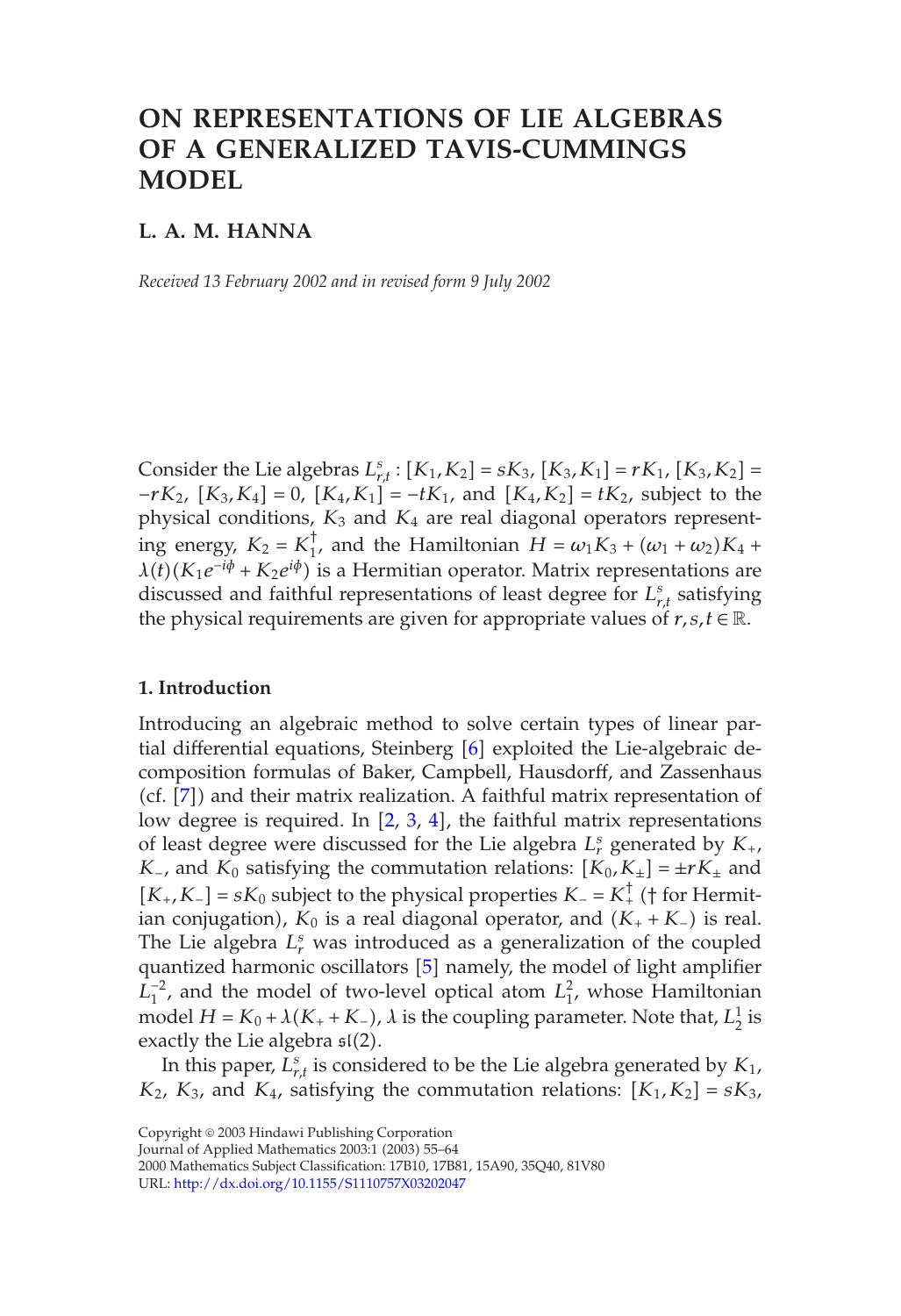# ON REPRESENTATIONS OF LIE ALGEBRAS OF A GENERALIZED TAVIS-CUMMINGS MODEL

## L. A. M. HANNA

*Received 13 February 2002 and in revised form 9 July 2002*

Consider the Lie algebras $L^s_{r,t}$ : $[K_1, K_2] = sK_3$, $[K_3, K_1] = rK_1$, $[K_3, K_2] = -rK_2$, $[K_3, K_4] = 0$, $[K_4, K_1] = -tK_1$, and $[K_4, K_2] = tK_2$, subject to the physical conditions, $K_3$ and $K_4$ are real diagonal operators representing energy, $K_2 = K_1^\dagger$, and the Hamiltonian $H = \omega_1 K_3 + (\omega_1 + \omega_2)K_4 + \lambda(t)(K_1 e^{-i\phi} + K_2 e^{i\phi})$ is a Hermitian operator. Matrix representations are discussed and faithful representations of least degree for $L^s_{r,t}$ satisfying the physical requirements are given for appropriate values of $r, s, t \in \mathbb{R}$.

### 1. Introduction

Introducing an algebraic method to solve certain types of linear partial differential equations, Steinberg [6] exploited the Lie-algebraic decomposition formulas of Baker, Campbell, Hausdorff, and Zassenhaus (cf. [7]) and their matrix realization. A faithful matrix representation of low degree is required. In [2, 3, 4], the faithful matrix representations of least degree were discussed for the Lie algebra $L^s_r$ generated by $K_+$, $K_-$, and $K_0$ satisfying the commutation relations: $[K_0, K_\pm] = \pm rK_\pm$ and $[K_+, K_-] = sK_0$ subject to the physical properties $K_- = K_+^\dagger$ († for Hermitian conjugation), $K_0$ is a real diagonal operator, and $(K_+ + K_-)$ is real. The Lie algebra $L^s_r$ was introduced as a generalization of the coupled quantized harmonic oscillators [5] namely, the model of light amplifier $L^{-2}_1$, and the model of two-level optical atom $L^2_1$, whose Hamiltonian model $H = K_0 + \lambda(K_+ + K_-)$, $\lambda$ is the coupling parameter. Note that, $L^1_2$ is exactly the Lie algebra $\mathfrak{sl}(2)$.

In this paper, $L^s_{r,t}$ is considered to be the Lie algebra generated by $K_1$, $K_2$, $K_3$, and $K_4$, satisfying the commutation relations: $[K_1, K_2] = sK_3$,

Copyright © 2003 Hindawi Publishing Corporation
Journal of Applied Mathematics 2003:1 (2003) 55–64
2000 Mathematics Subject Classification: 17B10, 17B81, 15A90, 35Q40, 81V80
URL: http://dx.doi.org/10.1155/S1110757X03202047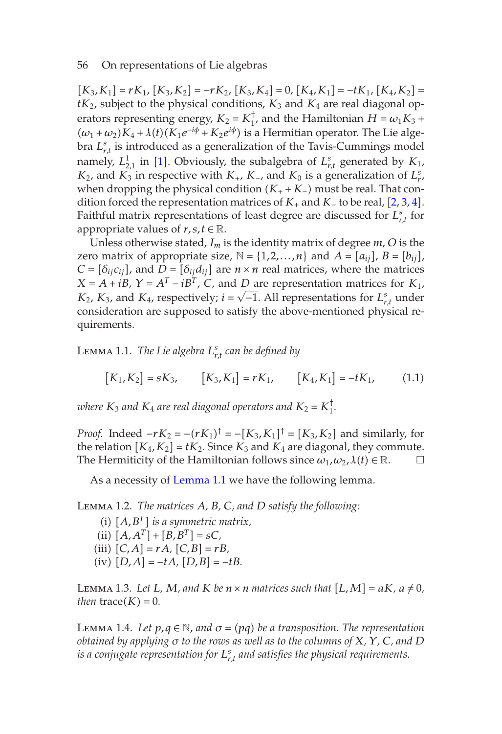$[K_3, K_1] = rK_1$, $[K_3, K_2] = -rK_2$, $[K_3, K_4] = 0$, $[K_4, K_1] = -tK_1$, $[K_4, K_2] = tK_2$, subject to the physical conditions, $K_3$ and $K_4$ are real diagonal operators representing energy, $K_2 = K_1^\dagger$, and the Hamiltonian $H = \omega_1 K_3 + (\omega_1 + \omega_2)K_4 + \lambda(t)(K_1 e^{-i\phi} + K_2 e^{i\phi})$ is a Hermitian operator. The Lie algebra $L_{r,t}^s$ is introduced as a generalization of the Tavis-Cummings model namely, $L_{2,1}^1$ in [1]. Obviously, the subalgebra of $L_{r,t}^s$ generated by $K_1$, $K_2$, and $K_3$ in respective with $K_+$, $K_-$, and $K_0$ is a generalization of $L_r^s$, when dropping the physical condition $(K_+ + K_-)$ must be real. That condition forced the representation matrices of $K_+$ and $K_-$ to be real, [2, 3, 4]. Faithful matrix representations of least degree are discussed for $L_{r,t}^s$ for appropriate values of $r, s, t \in \mathbb{R}$.

Unless otherwise stated, $I_m$ is the identity matrix of degree $m$, $O$ is the zero matrix of appropriate size, $\mathbb{N} = \{1, 2, \ldots, n\}$ and $A = [a_{ij}]$, $B = [b_{ij}]$, $C = [\delta_{ij} c_{ij}]$, and $D = [\delta_{ij} d_{ij}]$ are $n \times n$ real matrices, where the matrices $X = A + iB$, $Y = A^T - iB^T$, $C$, and $D$ are representation matrices for $K_1$, $K_2$, $K_3$, and $K_4$, respectively; $i = \sqrt{-1}$. All representations for $L_{r,t}^s$ under consideration are supposed to satisfy the above-mentioned physical requirements.

Lemma 1.1. *The Lie algebra $L_{r,t}^s$ can be defined by*

$$[K_1, K_2] = sK_3, \qquad [K_3, K_1] = rK_1, \qquad [K_4, K_1] = -tK_1, \tag{1.1}$$

*where $K_3$ and $K_4$ are real diagonal operators and $K_2 = K_1^\dagger$.*

*Proof.* Indeed $-rK_2 = -(rK_1)^\dagger = -[K_3, K_1]^\dagger = [K_3, K_2]$ and similarly, for the relation $[K_4, K_2] = tK_2$. Since $K_3$ and $K_4$ are diagonal, they commute. The Hermiticity of the Hamiltonian follows since $\omega_1, \omega_2, \lambda(t) \in \mathbb{R}$. □

As a necessity of Lemma 1.1 we have the following lemma.

Lemma 1.2. *The matrices $A$, $B$, $C$, and $D$ satisfy the following:*

(i) *$[A, B^T]$ is a symmetric matrix,*

(ii) *$[A, A^T] + [B, B^T] = sC$,*

(iii) *$[C, A] = rA$, $[C, B] = rB$,*

(iv) *$[D, A] = -tA$, $[D, B] = -tB$.*

Lemma 1.3. *Let $L$, $M$, and $K$ be $n \times n$ matrices such that $[L, M] = aK$, $a \neq 0$, then $\operatorname{trace}(K) = 0$.*

Lemma 1.4. *Let $p, q \in \mathbb{N}$, and $\sigma = (pq)$ be a transposition. The representation obtained by applying $\sigma$ to the rows as well as to the columns of $X$, $Y$, $C$, and $D$ is a conjugate representation for $L_{r,t}^s$ and satisfies the physical requirements.*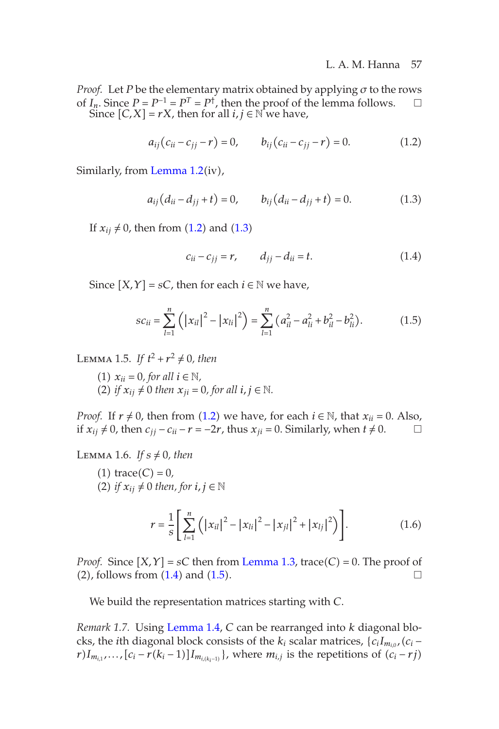*Proof.* Let $P$ be the elementary matrix obtained by applying $\sigma$ to the rows of $I_n$. Since $P = P^{-1} = P^T = P^\dagger$, then the proof of the lemma follows. □

Since $[C,X] = rX$, then for all $i, j \in \mathbb{N}$ we have,

$$a_{ij}(c_{ii} - c_{jj} - r) = 0, \qquad b_{ij}(c_{ii} - c_{jj} - r) = 0. \tag{1.2}$$

Similarly, from Lemma 1.2(iv),

$$a_{ij}(d_{ii} - d_{jj} + t) = 0, \qquad b_{ij}(d_{ii} - d_{jj} + t) = 0. \tag{1.3}$$

If $x_{ij} \neq 0$, then from (1.2) and (1.3)

$$c_{ii} - c_{jj} = r, \qquad d_{jj} - d_{ii} = t. \tag{1.4}$$

Since $[X,Y] = sC$, then for each $i \in \mathbb{N}$ we have,

$$sc_{ii} = \sum_{l=1}^{n} \left( |x_{il}|^2 - |x_{li}|^2 \right) = \sum_{l=1}^{n} (a_{il}^2 - a_{li}^2 + b_{il}^2 - b_{li}^2). \tag{1.5}$$

Lemma 1.5. *If $t^2 + r^2 \neq 0$, then*

(1) $x_{ii} = 0$, *for all $i \in \mathbb{N}$,*
(2) *if $x_{ij} \neq 0$ then $x_{ji} = 0$, for all $i, j \in \mathbb{N}$.*

*Proof.* If $r \neq 0$, then from (1.2) we have, for each $i \in \mathbb{N}$, that $x_{ii} = 0$. Also, if $x_{ij} \neq 0$, then $c_{jj} - c_{ii} - r = -2r$, thus $x_{ji} = 0$. Similarly, when $t \neq 0$. □

Lemma 1.6. *If $s \neq 0$, then*

(1) $\operatorname{trace}(C) = 0$,
(2) *if $x_{ij} \neq 0$ then, for $i, j \in \mathbb{N}$*

$$r = \frac{1}{s}\left[ \sum_{l=1}^{n} \left( |x_{il}|^2 - |x_{li}|^2 - |x_{jl}|^2 + |x_{lj}|^2 \right) \right]. \tag{1.6}$$

*Proof.* Since $[X,Y] = sC$ then from Lemma 1.3, $\operatorname{trace}(C) = 0$. The proof of (2), follows from (1.4) and (1.5). □

We build the representation matrices starting with $C$.

*Remark 1.7.* Using Lemma 1.4, $C$ can be rearranged into $k$ diagonal blocks, the $i$th diagonal block consists of the $k_i$ scalar matrices, $\{c_i I_{m_{i,0}}, (c_i - r)I_{m_{i,1}}, \dots, [c_i - r(k_i - 1)]I_{m_{i,(k_i-1)}}\}$, where $m_{i,j}$ is the repetitions of $(c_i - rj)$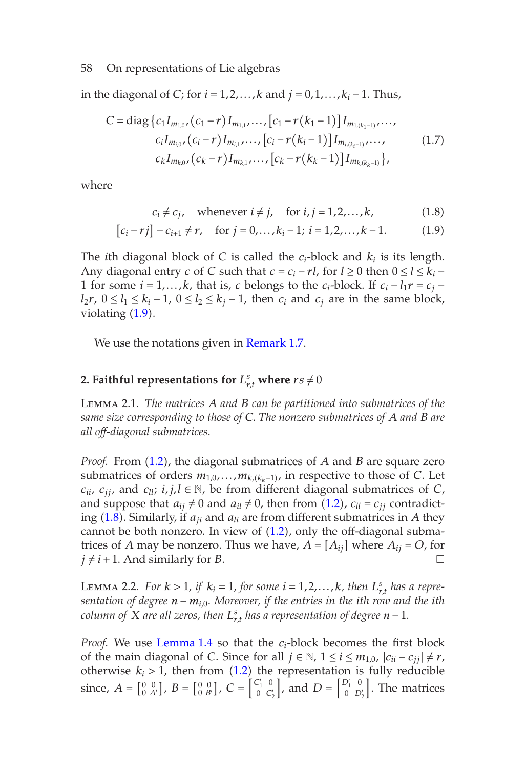in the diagonal of $C$; for $i = 1,2,\dots,k$ and $j = 0,1,\dots,k_i - 1$. Thus,

$$
\begin{aligned}
C = \operatorname{diag}\{ & c_1 I_{m_{1,0}}, (c_1 - r) I_{m_{1,1}}, \dots, [c_1 - r(k_1 - 1)] I_{m_{1,(k_1-1)}}, \dots, \\
& c_i I_{m_{i,0}}, (c_i - r) I_{m_{i,1}}, \dots, [c_i - r(k_i - 1)] I_{m_{i,(k_i-1)}}, \dots, \\
& c_k I_{m_{k,0}}, (c_k - r) I_{m_{k,1}}, \dots, [c_k - r(k_k - 1)] I_{m_{k,(k_k-1)}} \},
\end{aligned}
\tag{1.7}
$$

where

$$
c_i \neq c_j, \quad \text{whenever } i \neq j, \quad \text{for } i,j = 1,2,\dots,k, \tag{1.8}
$$

$$
[c_i - rj] - c_{i+1} \neq r, \quad \text{for } j = 0,\dots,k_i - 1;\ i = 1,2,\dots,k-1. \tag{1.9}
$$

The $i$th diagonal block of $C$ is called the $c_i$-block and $k_i$ is its length. Any diagonal entry $c$ of $C$ such that $c = c_i - rl$, for $l \geq 0$ then $0 \leq l \leq k_i - 1$ for some $i = 1,\dots,k$, that is, $c$ belongs to the $c_i$-block. If $c_i - l_1 r = c_j - l_2 r$, $0 \leq l_1 \leq k_i - 1$, $0 \leq l_2 \leq k_j - 1$, then $c_i$ and $c_j$ are in the same block, violating (1.9).

We use the notations given in Remark 1.7.

## 2. Faithful representations for $L_{r,t}^s$ where $rs \neq 0$

Lemma 2.1. *The matrices $A$ and $B$ can be partitioned into submatrices of the same size corresponding to those of $C$. The nonzero submatrices of $A$ and $B$ are all off-diagonal submatrices.*

*Proof.* From (1.2), the diagonal submatrices of $A$ and $B$ are square zero submatrices of orders $m_{1,0},\dots,m_{k,(k_k-1)}$, in respective to those of $C$. Let $c_{ii}$, $c_{jj}$, and $c_{ll}$; $i,j,l \in \mathbb{N}$, be from different diagonal submatrices of $C$, and suppose that $a_{ij} \neq 0$ and $a_{il} \neq 0$, then from (1.2), $c_{ll} = c_{jj}$ contradicting (1.8). Similarly, if $a_{ji}$ and $a_{li}$ are from different submatrices in $A$ they cannot be both nonzero. In view of (1.2), only the off-diagonal submatrices of $A$ may be nonzero. Thus we have, $A = [A_{ij}]$ where $A_{ij} = O$, for $j \neq i+1$. And similarly for $B$. □

Lemma 2.2. *For $k > 1$, if $k_i = 1$, for some $i = 1,2,\dots,k$, then $L_{r,t}^s$ has a representation of degree $n - m_{i,0}$. Moreover, if the entries in the ith row and the ith column of $X$ are all zeros, then $L_{r,t}^s$ has a representation of degree $n-1$.*

*Proof.* We use Lemma 1.4 so that the $c_i$-block becomes the first block of the main diagonal of $C$. Since for all $j \in \mathbb{N}$, $1 \leq i \leq m_{1,0}$, $|c_{ii} - c_{jj}| \neq r$, otherwise $k_i > 1$, then from (1.2) the representation is fully reducible since, $A = \left[\begin{smallmatrix} 0 & 0 \\ 0 & A' \end{smallmatrix}\right]$, $B = \left[\begin{smallmatrix} 0 & 0 \\ 0 & B' \end{smallmatrix}\right]$, $C = \left[\begin{smallmatrix} C_1' & 0 \\ 0 & C_2' \end{smallmatrix}\right]$, and $D = \left[\begin{smallmatrix} D_1' & 0 \\ 0 & D_2' \end{smallmatrix}\right]$. The matrices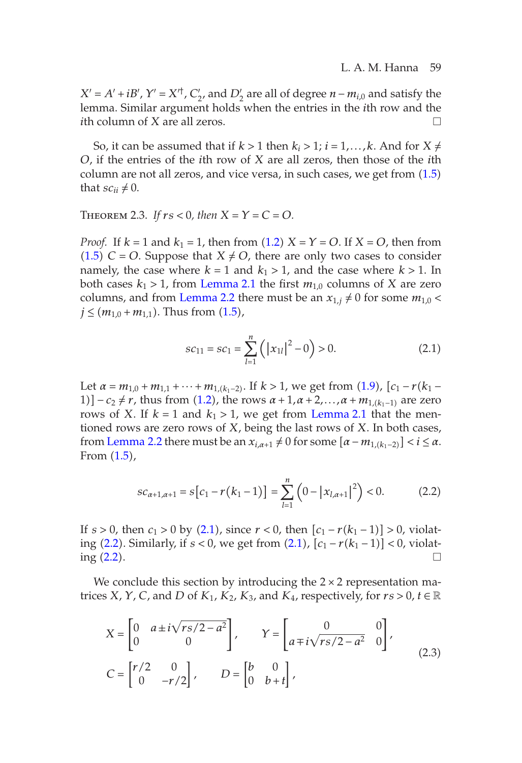$X' = A' + iB'$, $Y' = X'^{\dagger}$, $C_2'$, and $D_2'$ are all of degree $n - m_{i,0}$ and satisfy the lemma. Similar argument holds when the entries in the $i$th row and the $i$th column of $X$ are all zeros. □

So, it can be assumed that if $k > 1$ then $k_i > 1$; $i = 1, \ldots, k$. And for $X \neq O$, if the entries of the $i$th row of $X$ are all zeros, then those of the $i$th column are not all zeros, and vice versa, in such cases, we get from (1.5) that $sc_{ii} \neq 0$.

Theorem 2.3. *If $rs < 0$, then $X = Y = C = O$.*

*Proof.* If $k = 1$ and $k_1 = 1$, then from (1.2) $X = Y = O$. If $X = O$, then from (1.5) $C = O$. Suppose that $X \neq O$, there are only two cases to consider namely, the case where $k = 1$ and $k_1 > 1$, and the case where $k > 1$. In both cases $k_1 > 1$, from Lemma 2.1 the first $m_{1,0}$ columns of $X$ are zero columns, and from Lemma 2.2 there must be an $x_{1,j} \neq 0$ for some $m_{1,0} < j \leq (m_{1,0} + m_{1,1})$. Thus from (1.5),

$$sc_{11} = sc_1 = \sum_{l=1}^{n} \left( \left| x_{1l} \right|^2 - 0 \right) > 0. \tag{2.1}$$

Let $\alpha = m_{1,0} + m_{1,1} + \cdots + m_{1,(k_1-2)}$. If $k > 1$, we get from (1.9), $[c_1 - r(k_1 - 1)] - c_2 \neq r$, thus from (1.2), the rows $\alpha + 1, \alpha + 2, \ldots, \alpha + m_{1,(k_1-1)}$ are zero rows of X. If $k = 1$ and $k_1 > 1$, we get from Lemma 2.1 that the mentioned rows are zero rows of $X$, being the last rows of $X$. In both cases, from Lemma 2.2 there must be an $x_{i,\alpha+1} \neq 0$ for some $[\alpha - m_{1,(k_1-2)}] < i \leq \alpha$. From (1.5),

$$sc_{\alpha+1,\alpha+1} = s\left[c_1 - r\left(k_1 - 1\right)\right] = \sum_{l=1}^{n} \left( 0 - \left| x_{l,\alpha+1} \right|^2 \right) < 0. \tag{2.2}$$

If $s > 0$, then $c_1 > 0$ by (2.1), since $r < 0$, then $[c_1 - r(k_1 - 1)] > 0$, violating (2.2). Similarly, if $s < 0$, we get from (2.1), $[c_1 - r(k_1 - 1)] < 0$, violating (2.2). □

We conclude this section by introducing the $2 \times 2$ representation matrices $X$, $Y$, $C$, and $D$ of $K_1$, $K_2$, $K_3$, and $K_4$, respectively, for $rs > 0$, $t \in \mathbb{R}$

$$\begin{aligned}
X &= \begin{bmatrix} 0 & a \pm i\sqrt{rs/2 - a^2} \\ 0 & 0 \end{bmatrix}, \qquad Y = \begin{bmatrix} 0 & 0 \\ a \mp i\sqrt{rs/2 - a^2} & 0 \end{bmatrix}, \\
C &= \begin{bmatrix} r/2 & 0 \\ 0 & -r/2 \end{bmatrix}, \qquad D = \begin{bmatrix} b & 0 \\ 0 & b + t \end{bmatrix},
\end{aligned} \tag{2.3}$$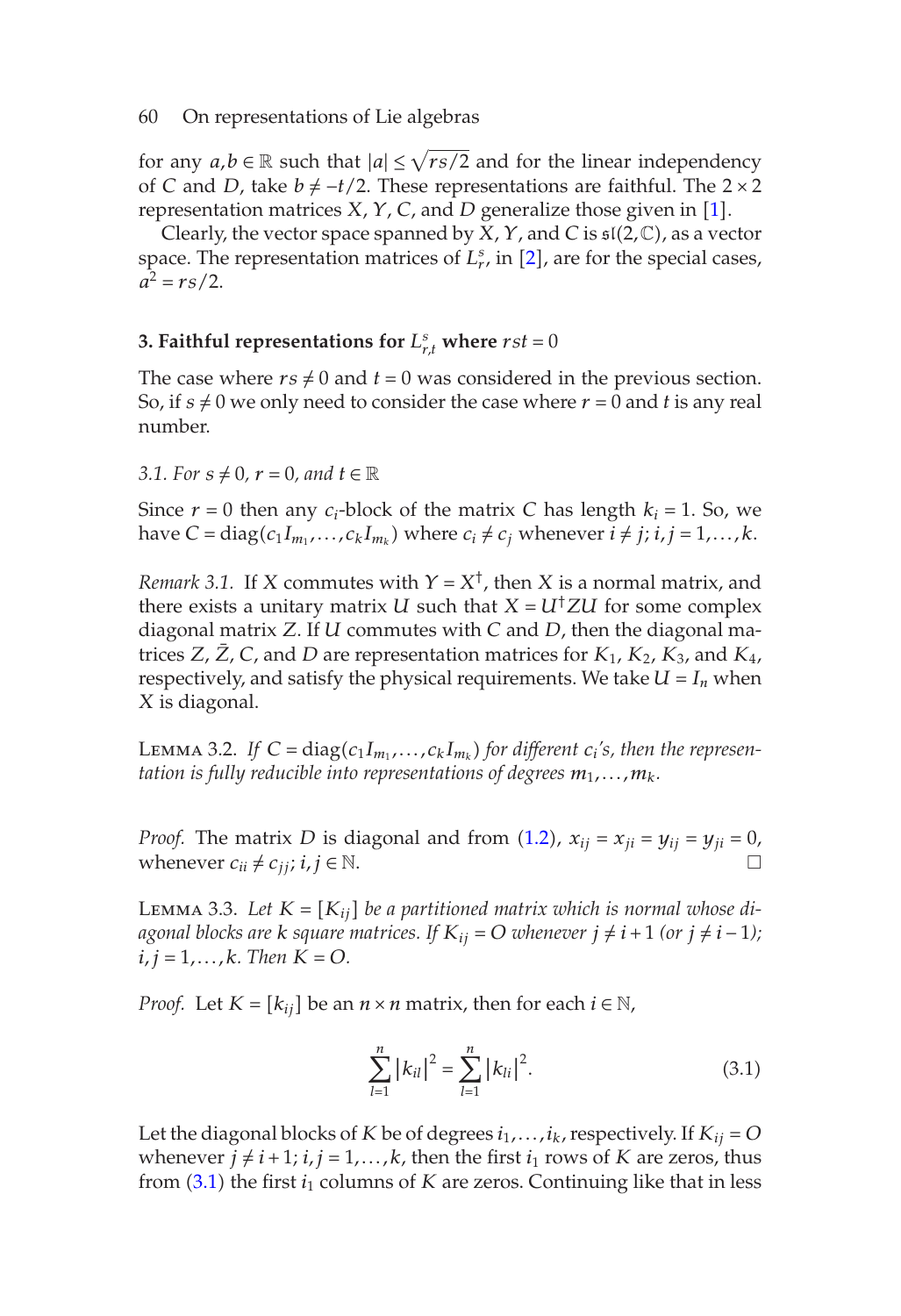for any $a, b \in \mathbb{R}$ such that $|a| \leq \sqrt{rs/2}$ and for the linear independency of $C$ and $D$, take $b \neq -t/2$. These representations are faithful. The $2 \times 2$ representation matrices $X$, $Y$, $C$, and $D$ generalize those given in [1].

Clearly, the vector space spanned by $X$, $Y$, and $C$ is $\mathfrak{sl}(2,\mathbb{C})$, as a vector space. The representation matrices of $L_r^s$, in [2], are for the special cases, $a^2 = rs/2$.

## 3. Faithful representations for $L_{r,t}^s$ where $rst = 0$

The case where $rs \neq 0$ and $t = 0$ was considered in the previous section. So, if $s \neq 0$ we only need to consider the case where $r = 0$ and $t$ is any real number.

*3.1. For $s \neq 0$, $r = 0$, and $t \in \mathbb{R}$*

Since $r = 0$ then any $c_i$-block of the matrix $C$ has length $k_i = 1$. So, we have $C = \operatorname{diag}(c_1 I_{m_1}, \ldots, c_k I_{m_k})$ where $c_i \neq c_j$ whenever $i \neq j$; $i, j = 1, \ldots, k$.

*Remark 3.1.* If $X$ commutes with $Y = X^\dagger$, then $X$ is a normal matrix, and there exists a unitary matrix $U$ such that $X = U^\dagger Z U$ for some complex diagonal matrix $Z$. If $U$ commutes with $C$ and $D$, then the diagonal matrices $Z$, $\bar{Z}$, $C$, and $D$ are representation matrices for $K_1$, $K_2$, $K_3$, and $K_4$, respectively, and satisfy the physical requirements. We take $U = I_n$ when $X$ is diagonal.

Lemma 3.2. *If $C = \operatorname{diag}(c_1 I_{m_1}, \ldots, c_k I_{m_k})$ for different $c_i$'s, then the representation is fully reducible into representations of degrees $m_1, \ldots, m_k$.*

*Proof.* The matrix $D$ is diagonal and from (1.2), $x_{ij} = x_{ji} = y_{ij} = y_{ji} = 0$, whenever $c_{ii} \neq c_{jj}$; $i, j \in \mathbb{N}$. □

Lemma 3.3. *Let $K = [K_{ij}]$ be a partitioned matrix which is normal whose diagonal blocks are $k$ square matrices. If $K_{ij} = O$ whenever $j \neq i+1$ (or $j \neq i-1$); $i, j = 1, \ldots, k$. Then $K = O$.*

*Proof.* Let $K = [k_{ij}]$ be an $n \times n$ matrix, then for each $i \in \mathbb{N}$,

$$\sum_{l=1}^{n} |k_{il}|^2 = \sum_{l=1}^{n} |k_{li}|^2. \tag{3.1}$$

Let the diagonal blocks of $K$ be of degrees $i_1, \ldots, i_k$, respectively. If $K_{ij} = O$ whenever $j \neq i+1$; $i, j = 1, \ldots, k$, then the first $i_1$ rows of $K$ are zeros, thus from (3.1) the first $i_1$ columns of $K$ are zeros. Continuing like that in less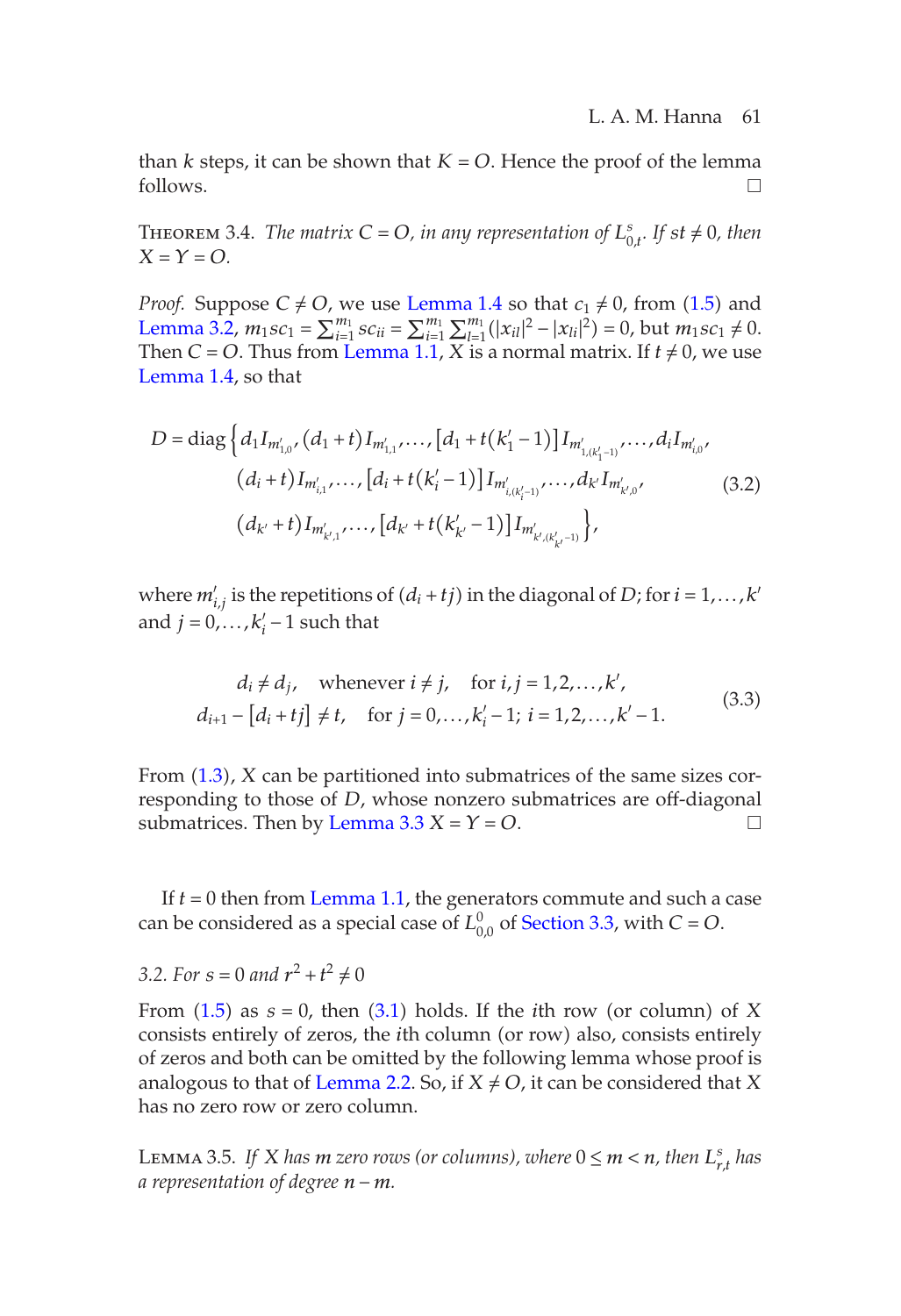than $k$ steps, it can be shown that $K = O$. Hence the proof of the lemma follows. □

THEOREM 3.4. *The matrix $C = O$, in any representation of $L^s_{0,t}$. If $st \neq 0$, then $X = Y = O$.*

*Proof.* Suppose $C \neq O$, we use Lemma 1.4 so that $c_1 \neq 0$, from (1.5) and Lemma 3.2, $m_1 s c_1 = \sum_{i=1}^{m_1} s c_{ii} = \sum_{i=1}^{m_1} \sum_{l=1}^{m_1} (|x_{il}|^2 - |x_{li}|^2) = 0$, but $m_1 s c_1 \neq 0$. Then $C = O$. Thus from Lemma 1.1, $X$ is a normal matrix. If $t \neq 0$, we use Lemma 1.4, so that

$$
\begin{aligned}
D = \operatorname{diag}\Big\{ & d_1 I_{m'_{1,0}}, (d_1 + t) I_{m'_{1,1}}, \ldots, [d_1 + t(k'_1 - 1)] I_{m'_{1,(k'_1-1)}}, \ldots, d_i I_{m'_{i,0}}, \\
& (d_i + t) I_{m'_{i,1}}, \ldots, [d_i + t(k'_i - 1)] I_{m'_{i,(k'_i-1)}}, \ldots, d_{k'} I_{m'_{k',0}}, \\
& (d_{k'} + t) I_{m'_{k',1}}, \ldots, [d_{k'} + t(k'_{k'} - 1)] I_{m'_{k',(k'_{k'}-1)}} \Big\},
\end{aligned}
\tag{3.2}
$$

where $m'_{i,j}$ is the repetitions of $(d_i + tj)$ in the diagonal of $D$; for $i = 1, \ldots, k'$ and $j = 0, \ldots, k'_i - 1$ such that

$$
\begin{aligned}
d_i \neq d_j, \quad & \text{whenever } i \neq j, \quad \text{for } i, j = 1, 2, \ldots, k', \\
d_{i+1} - [d_i + tj] \neq t, \quad & \text{for } j = 0, \ldots, k'_i - 1;\ i = 1, 2, \ldots, k' - 1.
\end{aligned}
\tag{3.3}
$$

From (1.3), $X$ can be partitioned into submatrices of the same sizes corresponding to those of $D$, whose nonzero submatrices are off-diagonal submatrices. Then by Lemma 3.3 $X = Y = O$. □

If $t = 0$ then from Lemma 1.1, the generators commute and such a case can be considered as a special case of $L^0_{0,0}$ of Section 3.3, with $C = O$.

*3.2. For $s = 0$ and $r^2 + t^2 \neq 0$*

From (1.5) as $s = 0$, then (3.1) holds. If the $i$th row (or column) of $X$ consists entirely of zeros, the $i$th column (or row) also, consists entirely of zeros and both can be omitted by the following lemma whose proof is analogous to that of Lemma 2.2. So, if $X \neq O$, it can be considered that $X$ has no zero row or zero column.

LEMMA 3.5. *If $X$ has $m$ zero rows (or columns), where $0 \leq m < n$, then $L^s_{r,t}$ has a representation of degree $n - m$.*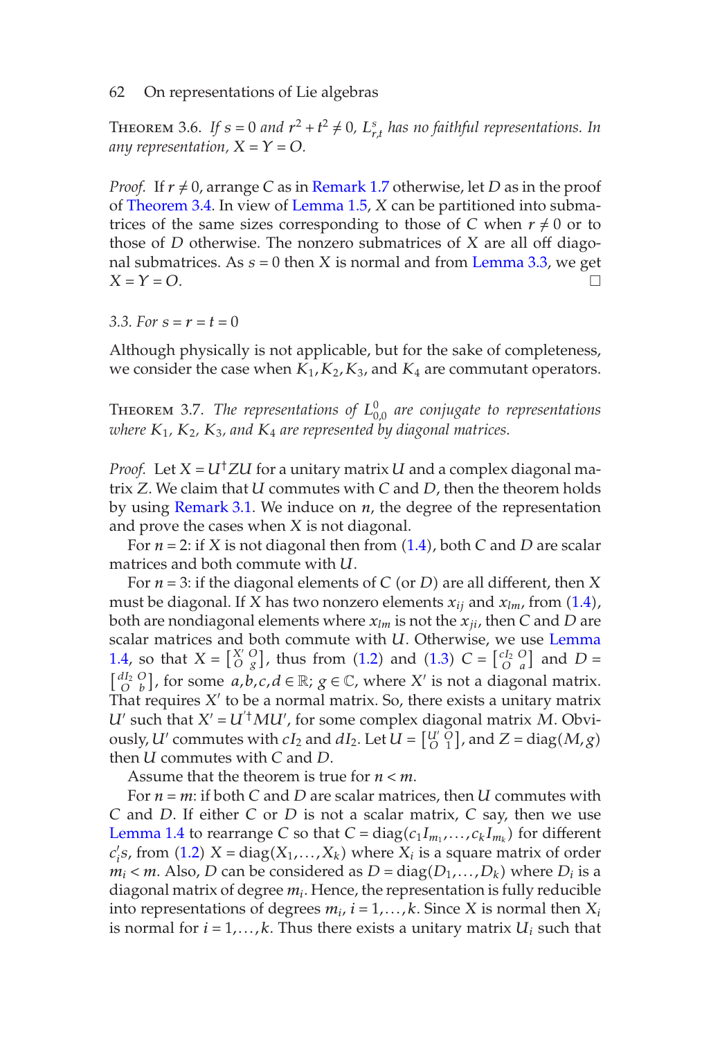Theorem 3.6. *If $s = 0$ and $r^2 + t^2 \neq 0$, $L^s_{r,t}$ has no faithful representations. In any representation, $X = Y = O$.*

*Proof.* If $r \neq 0$, arrange $C$ as in Remark 1.7 otherwise, let $D$ as in the proof of Theorem 3.4. In view of Lemma 1.5, $X$ can be partitioned into submatrices of the same sizes corresponding to those of $C$ when $r \neq 0$ or to those of $D$ otherwise. The nonzero submatrices of $X$ are all off diagonal submatrices. As $s = 0$ then $X$ is normal and from Lemma 3.3, we get $X = Y = O$. □

*3.3. For $s = r = t = 0$*

Although physically is not applicable, but for the sake of completeness, we consider the case when $K_1, K_2, K_3$, and $K_4$ are commutant operators.

Theorem 3.7. *The representations of $L^0_{0,0}$ are conjugate to representations where $K_1$, $K_2$, $K_3$, and $K_4$ are represented by diagonal matrices.*

*Proof.* Let $X = U^\dagger Z U$ for a unitary matrix $U$ and a complex diagonal matrix $Z$. We claim that $U$ commutes with $C$ and $D$, then the theorem holds by using Remark 3.1. We induce on $n$, the degree of the representation and prove the cases when $X$ is not diagonal.

For $n = 2$: if $X$ is not diagonal then from (1.4), both $C$ and $D$ are scalar matrices and both commute with $U$.

For $n = 3$: if the diagonal elements of $C$ (or $D$) are all different, then $X$ must be diagonal. If $X$ has two nonzero elements $x_{ij}$ and $x_{lm}$, from (1.4), both are nondiagonal elements where $x_{lm}$ is not the $x_{ji}$, then $C$ and $D$ are scalar matrices and both commute with $U$. Otherwise, we use Lemma 1.4, so that $X = \begin{bmatrix} X' & O \\ O & g \end{bmatrix}$, thus from (1.2) and (1.3) $C = \begin{bmatrix} cI_2 & O \\ O & a \end{bmatrix}$ and $D = \begin{bmatrix} dI_2 & O \\ O & b \end{bmatrix}$, for some $a, b, c, d \in \mathbb{R}$; $g \in \mathbb{C}$, where $X'$ is not a diagonal matrix. That requires $X'$ to be a normal matrix. So, there exists a unitary matrix $U'$ such that $X' = U'^\dagger M U'$, for some complex diagonal matrix $M$. Obviously, $U'$ commutes with $cI_2$ and $dI_2$. Let $U = \begin{bmatrix} U' & O \\ O & 1 \end{bmatrix}$, and $Z = \operatorname{diag}(M, g)$ then $U$ commutes with $C$ and $D$.

Assume that the theorem is true for $n < m$.

For $n = m$: if both $C$ and $D$ are scalar matrices, then $U$ commutes with $C$ and $D$. If either $C$ or $D$ is not a scalar matrix, $C$ say, then we use Lemma 1.4 to rearrange $C$ so that $C = \operatorname{diag}(c_1 I_{m_1}, \ldots, c_k I_{m_k})$ for different $c_i'$s, from (1.2) $X = \operatorname{diag}(X_1, \ldots, X_k)$ where $X_i$ is a square matrix of order $m_i < m$. Also, $D$ can be considered as $D = \operatorname{diag}(D_1, \ldots, D_k)$ where $D_i$ is a diagonal matrix of degree $m_i$. Hence, the representation is fully reducible into representations of degrees $m_i$, $i = 1, \ldots, k$. Since $X$ is normal then $X_i$ is normal for $i = 1, \ldots, k$. Thus there exists a unitary matrix $U_i$ such that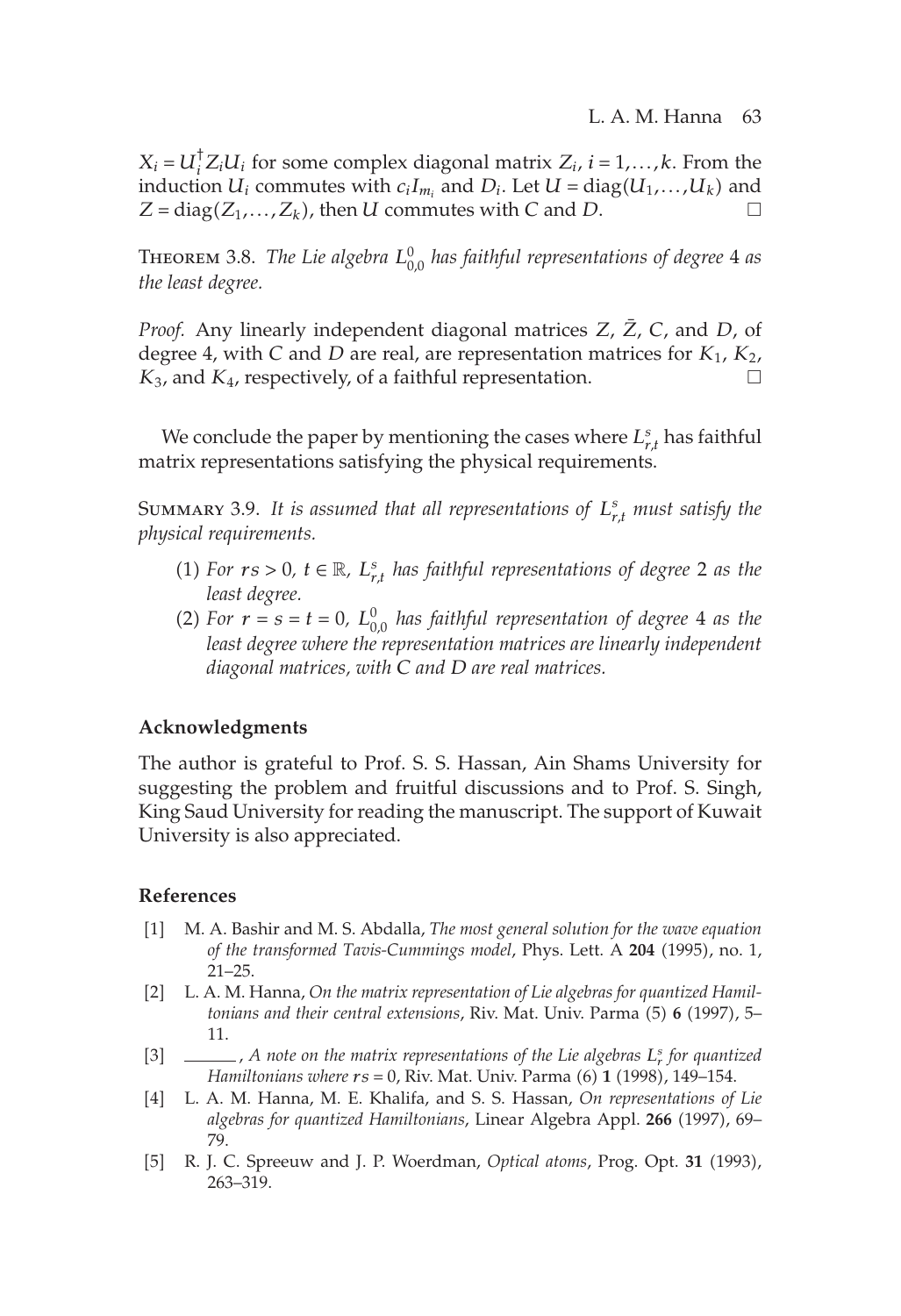$X_i = U_i^{\dagger} Z_i U_i$ for some complex diagonal matrix $Z_i$, $i = 1, \ldots, k$. From the induction $U_i$ commutes with $c_i I_{m_i}$ and $D_i$. Let $U = \operatorname{diag}(U_1, \ldots, U_k)$ and $Z = \operatorname{diag}(Z_1, \ldots, Z_k)$, then $U$ commutes with $C$ and $D$. □

THEOREM 3.8. *The Lie algebra $L_{0,0}^0$ has faithful representations of degree 4 as the least degree.*

*Proof.* Any linearly independent diagonal matrices $Z$, $\bar{Z}$, $C$, and $D$, of degree 4, with $C$ and $D$ are real, are representation matrices for $K_1$, $K_2$, $K_3$, and $K_4$, respectively, of a faithful representation. □

We conclude the paper by mentioning the cases where $L_{r,t}^s$ has faithful matrix representations satisfying the physical requirements.

SUMMARY 3.9. *It is assumed that all representations of $L_{r,t}^s$ must satisfy the physical requirements.*

(1) *For $rs > 0$, $t \in \mathbb{R}$, $L_{r,t}^s$ has faithful representations of degree 2 as the least degree.*
(2) *For $r = s = t = 0$, $L_{0,0}^0$ has faithful representation of degree 4 as the least degree where the representation matrices are linearly independent diagonal matrices, with $C$ and $D$ are real matrices.*

## Acknowledgments

The author is grateful to Prof. S. S. Hassan, Ain Shams University for suggesting the problem and fruitful discussions and to Prof. S. Singh, King Saud University for reading the manuscript. The support of Kuwait University is also appreciated.

## References

[1] M. A. Bashir and M. S. Abdalla, *The most general solution for the wave equation of the transformed Tavis-Cummings model*, Phys. Lett. A **204** (1995), no. 1, 21–25.

[2] L. A. M. Hanna, *On the matrix representation of Lie algebras for quantized Hamiltonians and their central extensions*, Riv. Mat. Univ. Parma (5) **6** (1997), 5–11.

[3] ______, *A note on the matrix representations of the Lie algebras $L_r^s$ for quantized Hamiltonians where $rs = 0$*, Riv. Mat. Univ. Parma (6) **1** (1998), 149–154.

[4] L. A. M. Hanna, M. E. Khalifa, and S. S. Hassan, *On representations of Lie algebras for quantized Hamiltonians*, Linear Algebra Appl. **266** (1997), 69–79.

[5] R. J. C. Spreeuw and J. P. Woerdman, *Optical atoms*, Prog. Opt. **31** (1993), 263–319.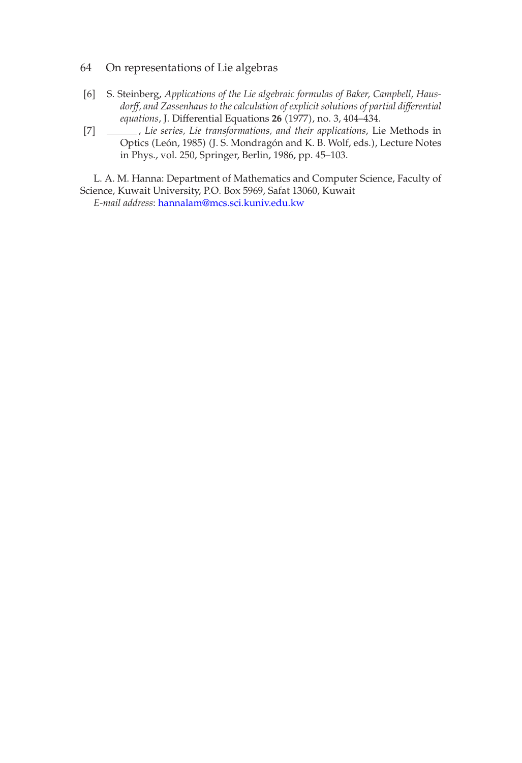[6] S. Steinberg, *Applications of the Lie algebraic formulas of Baker, Campbell, Hausdorff, and Zassenhaus to the calculation of explicit solutions of partial differential equations*, J. Differential Equations **26** (1977), no. 3, 404–434.

[7] ______, *Lie series, Lie transformations, and their applications*, Lie Methods in Optics (León, 1985) (J. S. Mondragón and K. B. Wolf, eds.), Lecture Notes in Phys., vol. 250, Springer, Berlin, 1986, pp. 45–103.

L. A. M. Hanna: Department of Mathematics and Computer Science, Faculty of Science, Kuwait University, P.O. Box 5969, Safat 13060, Kuwait
*E-mail address*: hannalam@mcs.sci.kuniv.edu.kw